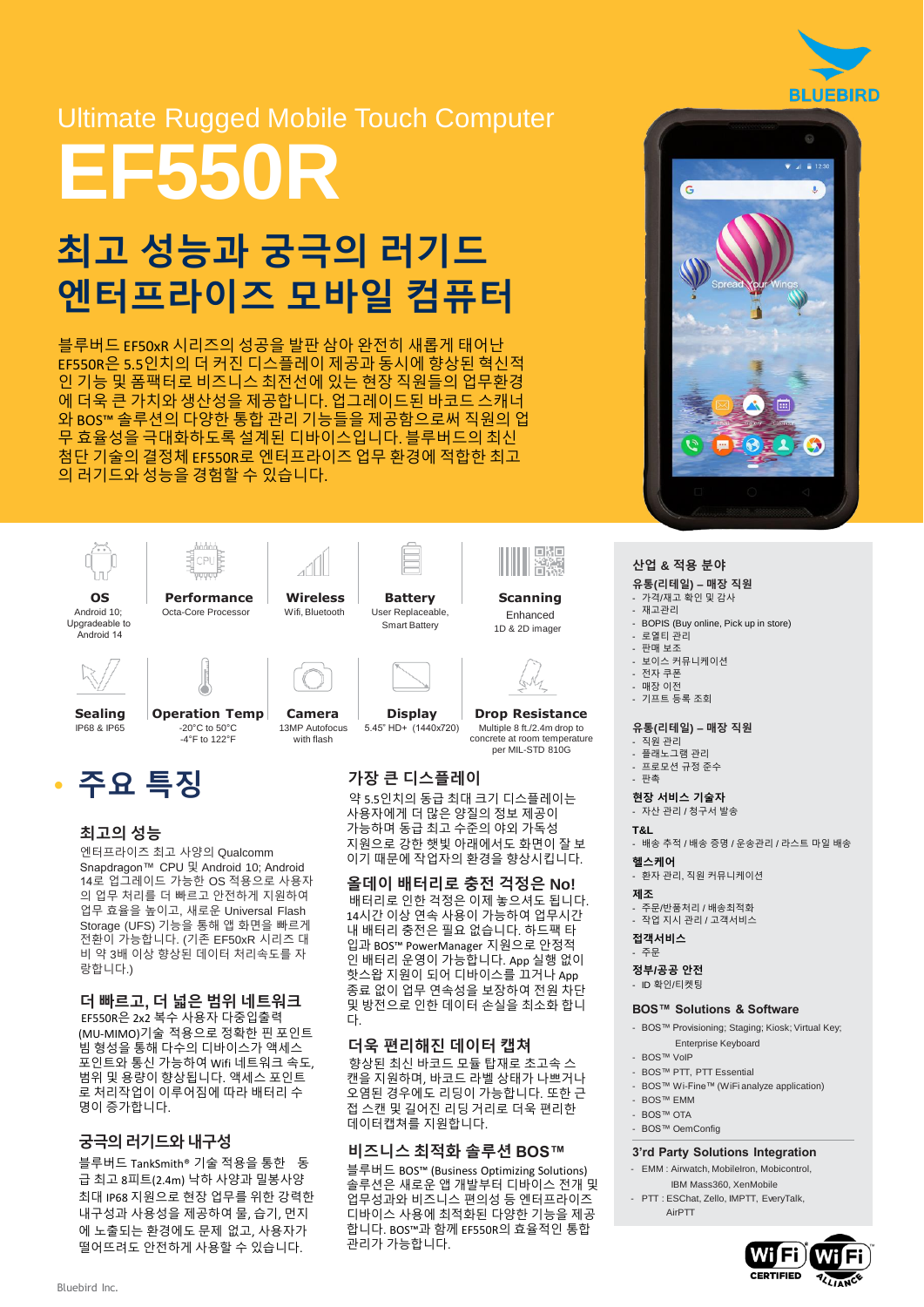Ultimate Rugged Mobile Touch Computer

# EF550R

## 최고 성능과 궁극의 러기드 엔터프라이즈 모바일 컴퓨터

블루버드 EF50xR 시리즈의 성공을 발판 삼아 완전히 새롭게 태어난 EF550R은 5.5인치의 더 커진 디스플레이 제공과 동시에 향상된 혁신적인 기능 및 폼팩터로 비즈니스 최전선에 있는 현장 직원들의 업무환경에 더욱 큰 가치와 생산성을 제공합니다. 업그레이드된 바코드 스캐너와 BOS™ 솔루션의 다양한 통합 관리 기능들을 제공함으로써 직원의 업무 효율성을 극대화하도록 설계된 디바이스입니다. 블루버드의 최신 첨단 기술의 결정체 EF550R로 엔터프라이즈 업무 환경에 적합한 최고의 러기드와 성능을 경험할 수 있습니다.

| OS | Performance | Wireless | Battery | Scanning |
|---|---|---|---|---|
| Android 10; Upgradeable to Android 14 | Octa-Core Processor | Wifi, Bluetooth | User Replaceable, Smart Battery | Enhanced 1D & 2D imager |

| Sealing | Operation Temp | Camera | Display | Drop Resistance |
|---|---|---|---|---|
| IP68 & IP65 | -20°C to 50°C -4°F to 122°F | 13MP Autofocus with flash | 5.45" HD+ (1440x720) | Multiple 8 ft./2.4m drop to concrete at room temperature per MIL-STD 810G |

## 주요 특징

### 최고의 성능

엔터프라이즈 최고 사양의 Qualcomm Snapdragon™ CPU 및 Android 10; Android 14로 업그레이드 가능한 OS 적용으로 사용자의 업무 처리를 더 빠르고 안전하게 지원하여 업무 효율을 높이고, 새로운 Universal Flash Storage (UFS) 기능을 통해 앱 화면을 빠르게 전환이 가능합니다. (기존 EF50xR 시리즈 대비 약 3배 이상 향상된 데이터 처리속도를 자랑합니다.)

### 더 빠르고, 더 넓은 범위 네트워크

EF550R은 2x2 복수 사용자 다중입출력 (MU-MIMO)기술 적용으로 정확한 핀 포인트 빔 형성을 통해 다수의 디바이스가 액세스 포인트와 통신 가능하여 Wifi 네트워크 속도, 범위 및 용량이 향상됩니다. 액세스 포인트로 처리작업이 이루어짐에 따라 배터리 수명이 증가합니다.

### 궁극의 러기드와 내구성

블루버드 TankSmith® 기술 적용을 통한 동급 최고 8피트(2.4m) 낙하 사양과 밀봉사양 최대 IP68 지원으로 현장 업무를 위한 강력한 내구성과 사용성을 제공하여 물, 습기, 먼지에 노출되는 환경에도 문제 없고, 사용자가 떨어뜨려도 안전하게 사용할 수 있습니다.

### 가장 큰 디스플레이

약 5.5인치의 동급 최대 크기 디스플레이는 사용자에게 더 많은 양질의 정보 제공이 가능하며 동급 최고 수준의 야외 가독성 지원으로 강한 햇빛 아래에서도 화면이 잘 보이기 때문에 작업자의 환경을 향상시킵니다.

### 올데이 배터리로 충전 걱정은 No!

배터리로 인한 걱정은 이제 놓으셔도 됩니다. 14시간 이상 연속 사용이 가능하여 업무시간 내 배터리 충전은 필요 없습니다. 하드팩 타입과 BOS™ PowerManager 지원으로 안정적인 배터리 운영이 가능합니다. App 실행 없이 핫스왑 지원이 되어 디바이스를 끄거나 App 종료 없이 업무 연속성을 보장하여 전원 차단 및 방전으로 인한 데이터 손실을 최소화 합니다.

### 더욱 편리해진 데이터 캡쳐

향상된 최신 바코드 모듈 탑재로 초고속 스캔을 지원하며, 바코드 라벨 상태가 나쁘거나 오염된 경우에도 리딩이 가능합니다. 또한 근접 스캔 및 길어진 리딩 거리로 더욱 편리한 데이터캡쳐를 지원합니다.

### 비즈니스 최적화 솔루션 BOS™

블루버드 BOS™ (Business Optimizing Solutions) 솔루션은 새로운 앱 개발부터 디바이스 전개 및 업무성과와 비즈니스 편의성 등 엔터프라이즈 디바이스 사용에 최적화된 다양한 기능을 제공합니다. BOS™과 함께 EF550R의 효율적인 통합 관리가 가능합니다.

## 산업 & 적용 분야

**유통(리테일) – 매장 직원**
- 가격/재고 확인 및 감사
- 재고관리
- BOPIS (Buy online, Pick up in store)
- 로열티 관리
- 판매 보조
- 보이스 커뮤니케이션
- 전자 쿠폰
- 매장 이전
- 기프트 등록 조회

**유통(리테일) – 매장 직원**
- 직원 관리
- 플래노그램 관리
- 프로모션 규정 준수
- 판촉

**현장 서비스 기술자**
- 자산 관리 / 청구서 발송

**T&L**
- 배송 추적 / 배송 증명 / 운송관리 / 라스트 마일 배송

**헬스케어**
- 환자 관리, 직원 커뮤니케이션

**제조**
- 주문/반품처리 / 배송최적화
- 작업 지시 관리 / 고객서비스

**접객서비스**
- 주문

**정부/공공 안전**
- ID 확인/티켓팅

**BOS™ Solutions & Software**
- BOS™ Provisioning; Staging; Kiosk; Virtual Key; Enterprise Keyboard
- BOS™ VoIP
- BOS™ PTT, PTT Essential
- BOS™ Wi-Fine™ (WiFi analyze application)
- BOS™ EMM
- BOS™ OTA
- BOS™ OemConfig

**3'rd Party Solutions Integration**
- EMM : Airwatch, MobileIron, Mobicontrol, IBM Mass360, XenMobile
- PTT : ESChat, Zello, IMPTT, EveryTalk, AirPTT

Bluebird Inc.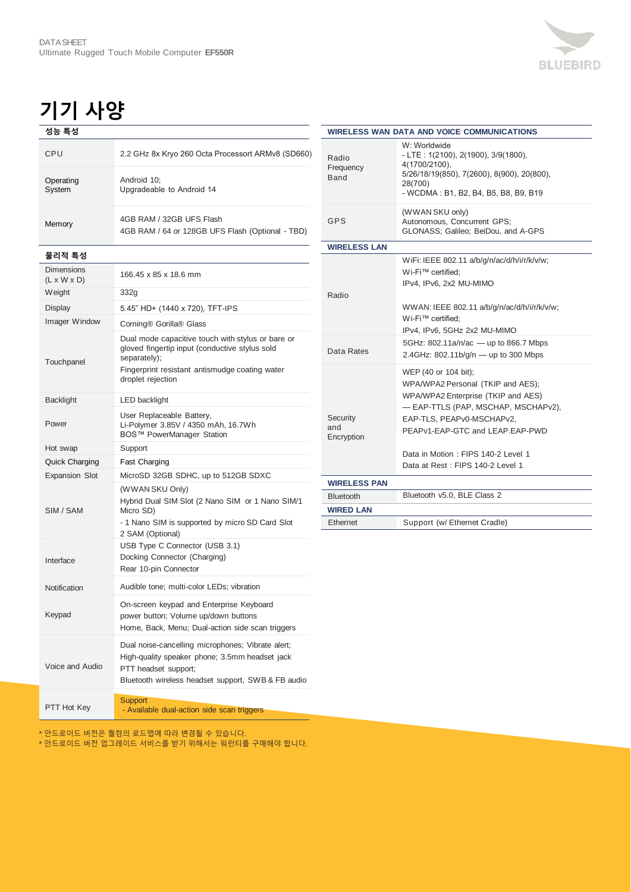# 기기 사양

## 성능 특성

| | |
|---|---|
| CPU | 2.2 GHz 8x Kryo 260 Octa Processort ARMv8 (SD660) |
| Operating System | Android 10; Upgradeable to Android 14 |
| Memory | 4GB RAM / 32GB UFS Flash<br>4GB RAM / 64 or 128GB UFS Flash (Optional - TBD) |

## 물리적 특성

| | |
|---|---|
| Dimensions (L x W x D) | 166.45 x 85 x 18.6 mm |
| Weight | 332g |
| Display | 5.45" HD+ (1440 x 720), TFT-IPS |
| Imager Window | Corning® Gorilla® Glass |
| Touchpanel | Dual mode capacitive touch with stylus or bare or gloved fingertip input (conductive stylus sold separately);<br>Fingerprint resistant antismudge coating water droplet rejection |
| Backlight | LED backlight |
| Power | User Replaceable Battery,<br>Li-Polymer 3.85V / 4350 mAh, 16.7Wh<br>BOS™ PowerManager Station |
| Hot swap | Support |
| Quick Charging | Fast Charging |
| Expansion Slot | MicroSD 32GB SDHC, up to 512GB SDXC |
| SIM / SAM | (WWAN SKU Only)<br>Hybrid Dual SIM Slot (2 Nano SIM or 1 Nano SIM/1 Micro SD)<br>- 1 Nano SIM is supported by micro SD Card Slot<br>2 SAM (Optional) |
| Interface | USB Type C Connector (USB 3.1)<br>Docking Connector (Charging)<br>Rear 10-pin Connector |
| Notification | Audible tone; multi-color LEDs; vibration |
| Keypad | On-screen keypad and Enterprise Keyboard<br>power button; Volume up/down buttons<br>Home, Back, Menu; Dual-action side scan triggers |
| Voice and Audio | Dual noise-cancelling microphones; Vibrate alert;<br>High-quality speaker phone; 3.5mm headset jack<br>PTT headset support;<br>Bluetooth wireless headset support, SWB & FB audio |
| PTT Hot Key | Support<br>- Available dual-action side scan triggers |

\* 안드로이드 버전은 퀄컴의 로드맵에 따라 변경될 수 있습니다.
\* 안드로이드 버전 업그레이드 서비스를 받기 위해서는 워런티를 구매해야 합니다.

## WIRELESS WAN DATA AND VOICE COMMUNICATIONS

| | |
|---|---|
| Radio Frequency Band | W: Worldwide<br>- LTE : 1(2100), 2(1900), 3/9(1800), 4(1700/2100),<br>5/26/18/19(850), 7(2600), 8(900), 20(800), 28(700)<br>- WCDMA : B1, B2, B4, B5, B8, B9, B19 |
| GPS | (WWAN SKU only)<br>Autonomous, Concurrent GPS;<br>GLONASS; Galileo; BeiDou, and A-GPS |

## WIRELESS LAN

| | |
|---|---|
| Radio | WiFi: IEEE 802.11 a/b/g/n/ac/d/h/i/r/k/v/w;<br>Wi-Fi™ certified;<br>IPv4, IPv6, 2x2 MU-MIMO<br><br>WWAN: IEEE 802.11 a/b/g/n/ac/d/h/i/r/k/v/w;<br>Wi-Fi™ certified;<br>IPv4, IPv6, 5GHz 2x2 MU-MIMO |
| Data Rates | 5GHz: 802.11a/n/ac — up to 866.7 Mbps<br>2.4GHz: 802.11b/g/n — up to 300 Mbps |
| Security and Encryption | WEP (40 or 104 bit);<br>WPA/WPA2 Personal (TKIP and AES);<br>WPA/WPA2 Enterprise (TKIP and AES)<br>— EAP-TTLS (PAP, MSCHAP, MSCHAPv2),<br>EAP-TLS, PEAPv0-MSCHAPv2,<br>PEAPv1-EAP-GTC and LEAP.EAP-PWD<br><br>Data in Motion : FIPS 140-2 Level 1<br>Data at Rest : FIPS 140-2 Level 1 |

## WIRELESS PAN

| | |
|---|---|
| Bluetooth | Bluetooth v5.0, BLE Class 2 |

## WIRED LAN

| | |
|---|---|
| Ethernet | Support (w/ Ethernet Cradle) |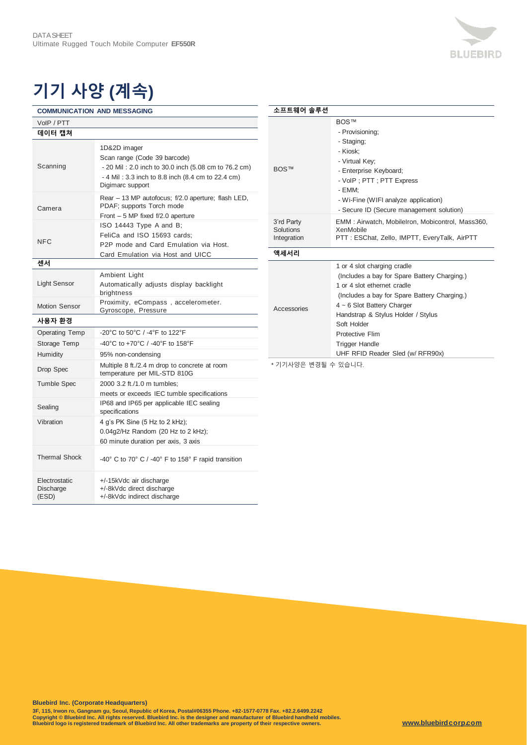DATASHEET
Ultimate Rugged Touch Mobile Computer **EF550R**

# 기기 사양 (계속)

| COMMUNICATION AND MESSAGING | |
|---|---|
| VoIP / PTT | |
| **데이터 캡쳐** | |
| Scanning | 1D&2D imager<br>Scan range (Code 39 barcode)<br>- 20 Mil : 2.0 inch to 30.0 inch (5.08 cm to 76.2 cm)<br>- 4 Mil : 3.3 inch to 8.8 inch (8.4 cm to 22.4 cm)<br>Digimarc support |
| Camera | Rear – 13 MP autofocus; f/2.0 aperture; flash LED, PDAF; supports Torch mode<br>Front – 5 MP fixed f/2.0 aperture |
| NFC | ISO 14443 Type A and B;<br>FeliCa and ISO 15693 cards;<br>P2P mode and Card Emulation via Host.<br>Card Emulation via Host and UICC |
| **센서** | |
| Light Sensor | Ambient Light<br>Automatically adjusts display backlight brightness |
| Motion Sensor | Proximity, eCompass , accelerometer. Gyroscope, Pressure |
| **사용자 환경** | |
| Operating Temp | -20°C to 50°C / -4°F to 122°F |
| Storage Temp | -40°C to +70°C / -40°F to 158°F |
| Humidity | 95% non-condensing |
| Drop Spec | Multiple 8 ft./2.4 m drop to concrete at room temperature per MIL-STD 810G |
| Tumble Spec | 2000 3.2 ft./1.0 m tumbles;<br>meets or exceeds IEC tumble specifications |
| Sealing | IP68 and IP65 per applicable IEC sealing specifications |
| Vibration | 4 g's PK Sine (5 Hz to 2 kHz);<br>0.04g2/Hz Random (20 Hz to 2 kHz);<br>60 minute duration per axis, 3 axis |
| Thermal Shock | -40° C to 70° C / -40° F to 158° F rapid transition |
| Electrostatic Discharge (ESD) | +/-15kVdc air discharge<br>+/-8kVdc direct discharge<br>+/-8kVdc indirect discharge |

| 소프트웨어 솔루션 | |
|---|---|
| BOS™ | BOS™<br>- Provisioning;<br>- Staging;<br>- Kiosk;<br>- Virtual Key;<br>- Enterprise Keyboard;<br>- VoIP ; PTT ; PTT Express<br>- EMM;<br>- Wi-Fine (WIFI analyze application)<br>- Secure ID (Secure management solution) |
| 3'rd Party Solutions Integration | EMM : Airwatch, MobileIron, Mobicontrol, Mass360, XenMobile<br>PTT : ESChat, Zello, IMPTT, EveryTalk, AirPTT |
| **액세서리** | |
| Accessories | 1 or 4 slot charging cradle<br>(Includes a bay for Spare Battery Charging.)<br>1 or 4 slot ethernet cradle<br>(Includes a bay for Spare Battery Charging.)<br>4 ~ 6 Slot Battery Charger<br>Handstrap & Stylus Holder / Stylus<br>Soft Holder<br>Protective Flim<br>Trigger Handle<br>UHF RFID Reader Sled (w/ RFR90x) |

* 기기사양은 변경될 수 있습니다.

**Bluebird Inc. (Corporate Headquarters)**
**3F, 115, Irwon ro, Gangnam gu, Seoul, Republic of Korea, Postal#06355 Phone. +82-1577-0778 Fax. +82.2.6499.2242**
**Copyright © Bluebird Inc. All rights reserved. Bluebird Inc. is the designer and manufacturer of Bluebird handheld mobiles.**
**Bluebird logo is registered trademark of Bluebird Inc. All other trademarks are property of their respective owners.**

**www.bluebirdcorp.com**